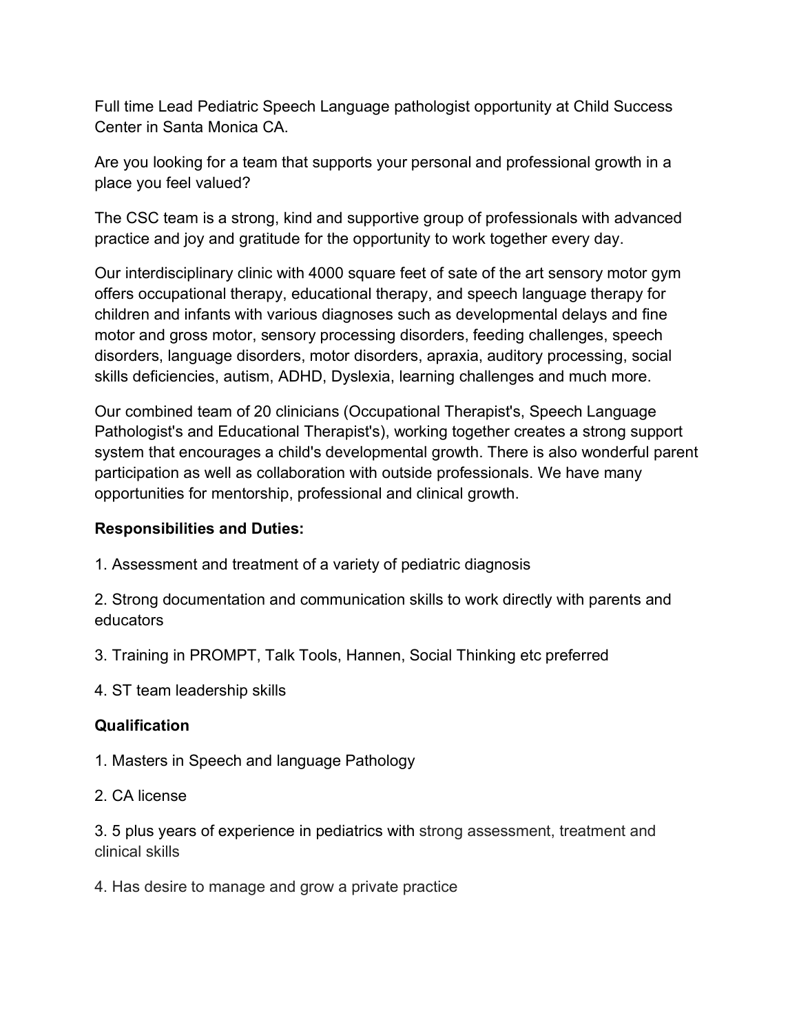Full time Lead Pediatric Speech Language pathologist opportunity at Child Success Center in Santa Monica CA.

Are you looking for a team that supports your personal and professional growth in a place you feel valued?

The CSC team is a strong, kind and supportive group of professionals with advanced practice and joy and gratitude for the opportunity to work together every day.

Our interdisciplinary clinic with 4000 square feet of sate of the art sensory motor gym offers occupational therapy, educational therapy, and speech language therapy for children and infants with various diagnoses such as developmental delays and fine motor and gross motor, sensory processing disorders, feeding challenges, speech disorders, language disorders, motor disorders, apraxia, auditory processing, social skills deficiencies, autism, ADHD, Dyslexia, learning challenges and much more.

Our combined team of 20 clinicians (Occupational Therapist's, Speech Language Pathologist's and Educational Therapist's), working together creates a strong support system that encourages a child's developmental growth. There is also wonderful parent participation as well as collaboration with outside professionals. We have many opportunities for mentorship, professional and clinical growth.

**Responsibilities and Duties:**

1. Assessment and treatment of a variety of pediatric diagnosis
2. Strong documentation and communication skills to work directly with parents and educators
3. Training in PROMPT, Talk Tools, Hannen, Social Thinking etc preferred
4. ST team leadership skills

**Qualification**

1. Masters in Speech and language Pathology
2. CA license
3. 5 plus years of experience in pediatrics with strong assessment, treatment and clinical skills
4. Has desire to manage and grow a private practice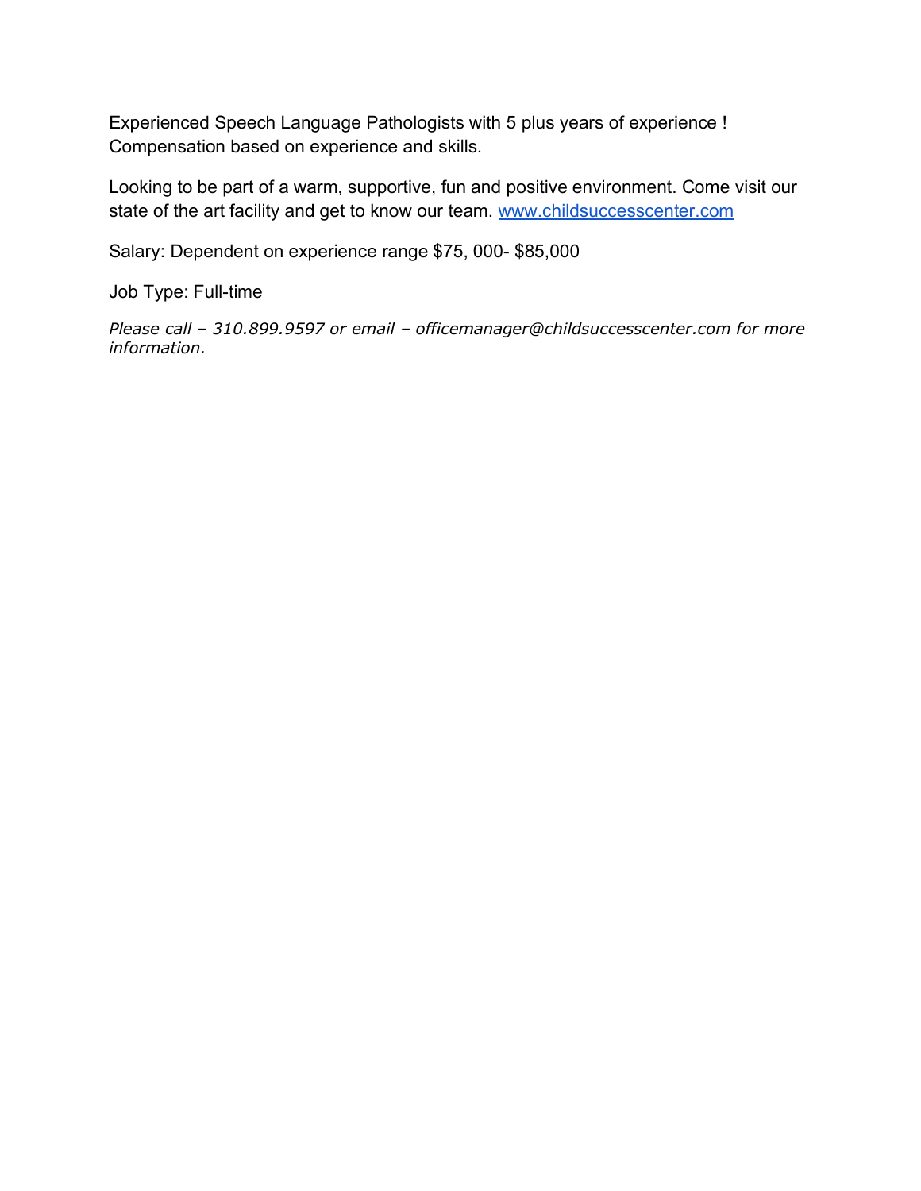Experienced Speech Language Pathologists with 5 plus years of experience !
Compensation based on experience and skills.

Looking to be part of a warm, supportive, fun and positive environment. Come visit our state of the art facility and get to know our team. [www.childsuccesscenter.com](http://www.childsuccesscenter.com)

Salary: Dependent on experience range $75, 000- $85,000

Job Type: Full-time

*Please call – 310.899.9597 or email – officemanager@childsuccesscenter.com for more information.*